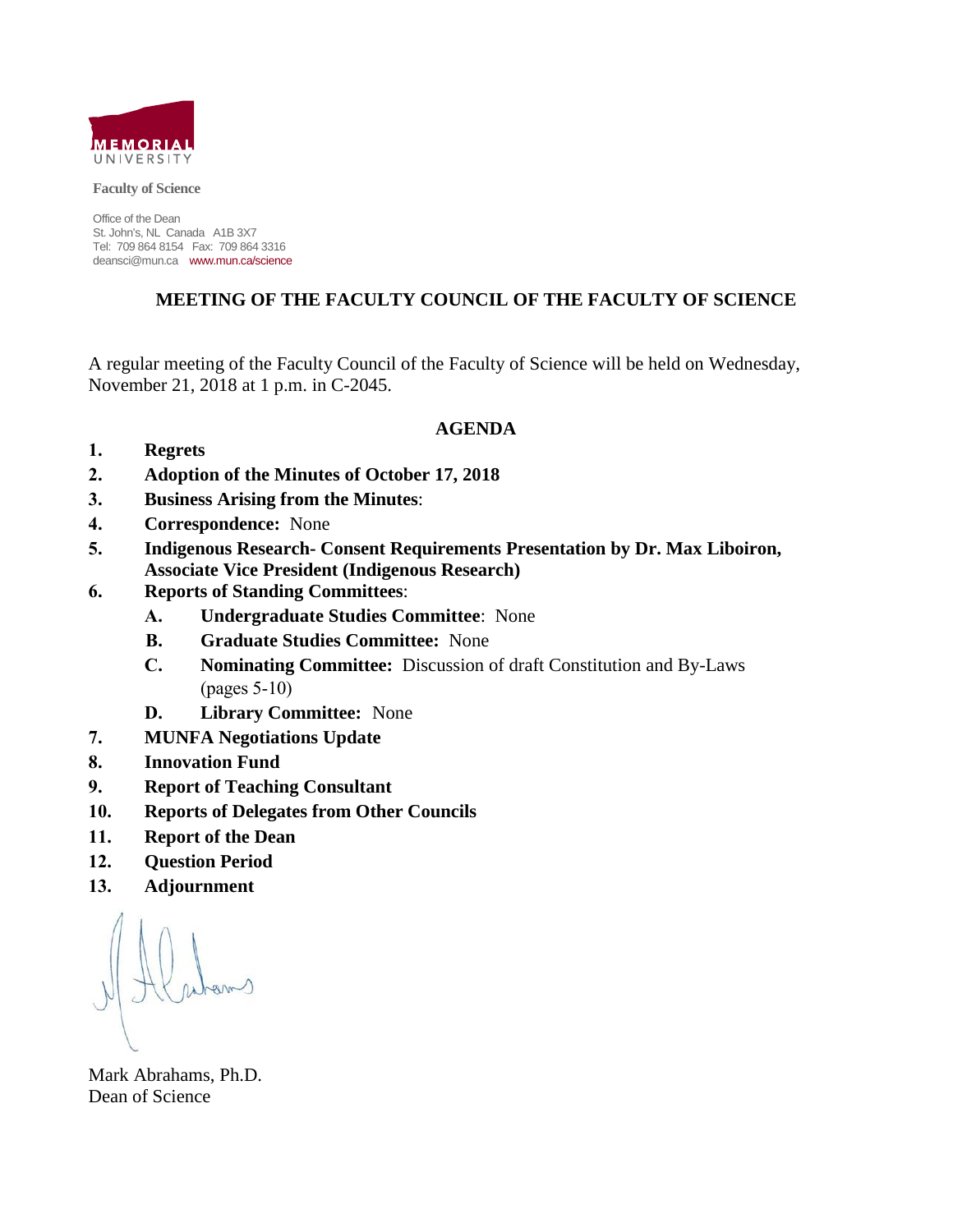MEMORIAL UNIVERSITY

**Faculty of Science**

Office of the Dean
St. John's, NL Canada A1B 3X7
Tel: 709 864 8154 Fax: 709 864 3316
deansci@mun.ca www.mun.ca/science

## MEETING OF THE FACULTY COUNCIL OF THE FACULTY OF SCIENCE

A regular meeting of the Faculty Council of the Faculty of Science will be held on Wednesday, November 21, 2018 at 1 p.m. in C-2045.

### AGENDA

1. **Regrets**
2. **Adoption of the Minutes of October 17, 2018**
3. **Business Arising from the Minutes**:
4. **Correspondence:** None
5. **Indigenous Research- Consent Requirements Presentation by Dr. Max Liboiron, Associate Vice President (Indigenous Research)**
6. **Reports of Standing Committees**:
   - **A. Undergraduate Studies Committee**: None
   - **B. Graduate Studies Committee:** None
   - **C. Nominating Committee:** Discussion of draft Constitution and By-Laws (pages 5-10)
   - **D. Library Committee:** None
7. **MUNFA Negotiations Update**
8. **Innovation Fund**
9. **Report of Teaching Consultant**
10. **Reports of Delegates from Other Councils**
11. **Report of the Dean**
12. **Question Period**
13. **Adjournment**

Mark Abrahams, Ph.D.
Dean of Science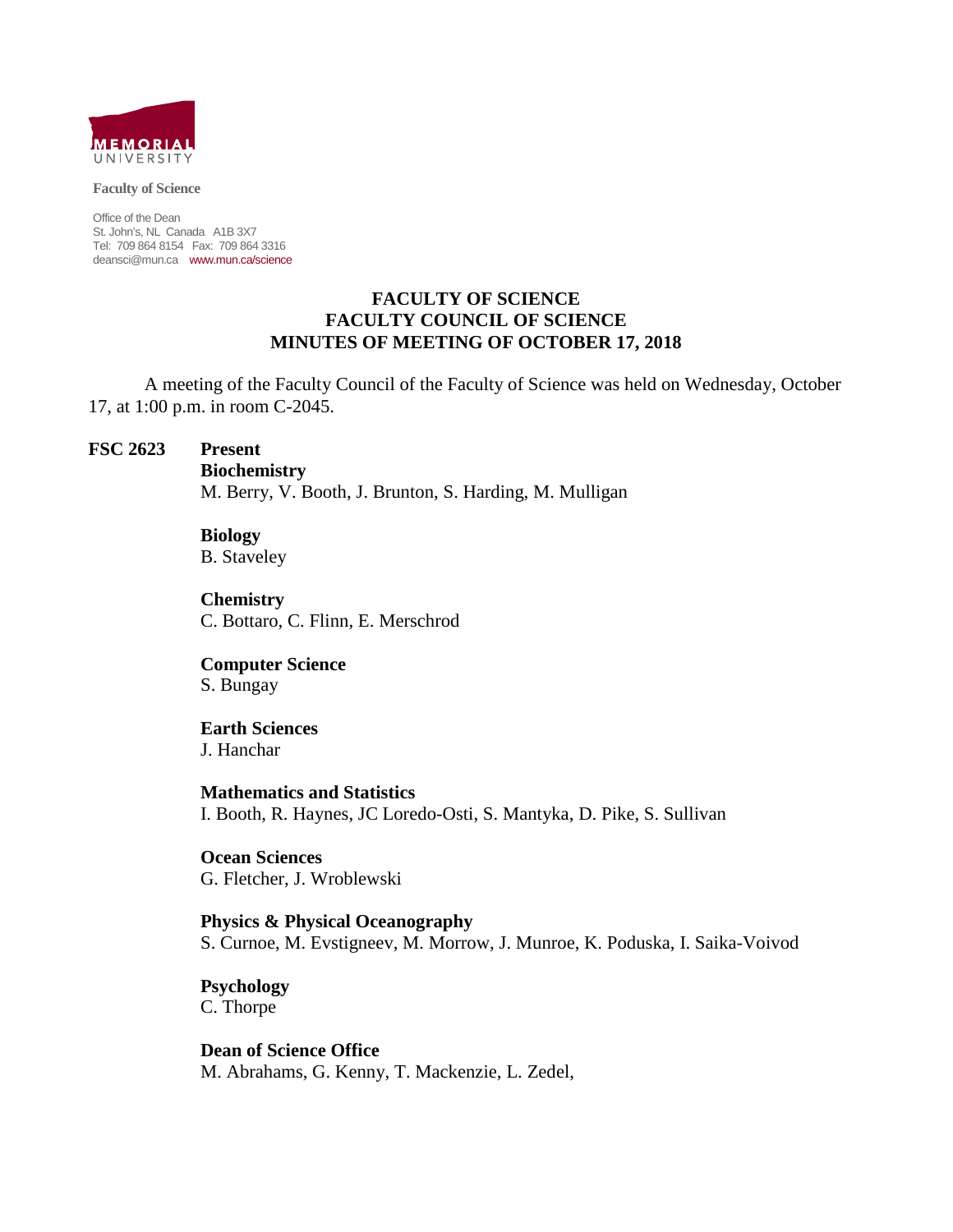**Faculty of Science**

Office of the Dean
St. John's, NL Canada A1B 3X7
Tel: 709 864 8154 Fax: 709 864 3316
deansci@mun.ca www.mun.ca/science

# FACULTY OF SCIENCE
# FACULTY COUNCIL OF SCIENCE
# MINUTES OF MEETING OF OCTOBER 17, 2018

A meeting of the Faculty Council of the Faculty of Science was held on Wednesday, October 17, at 1:00 p.m. in room C-2045.

**FSC 2623** **Present**

**Biochemistry**
M. Berry, V. Booth, J. Brunton, S. Harding, M. Mulligan

**Biology**
B. Staveley

**Chemistry**
C. Bottaro, C. Flinn, E. Merschrod

**Computer Science**
S. Bungay

**Earth Sciences**
J. Hanchar

**Mathematics and Statistics**
I. Booth, R. Haynes, JC Loredo-Osti, S. Mantyka, D. Pike, S. Sullivan

**Ocean Sciences**
G. Fletcher, J. Wroblewski

**Physics & Physical Oceanography**
S. Curnoe, M. Evstigneev, M. Morrow, J. Munroe, K. Poduska, I. Saika-Voivod

**Psychology**
C. Thorpe

**Dean of Science Office**
M. Abrahams, G. Kenny, T. Mackenzie, L. Zedel,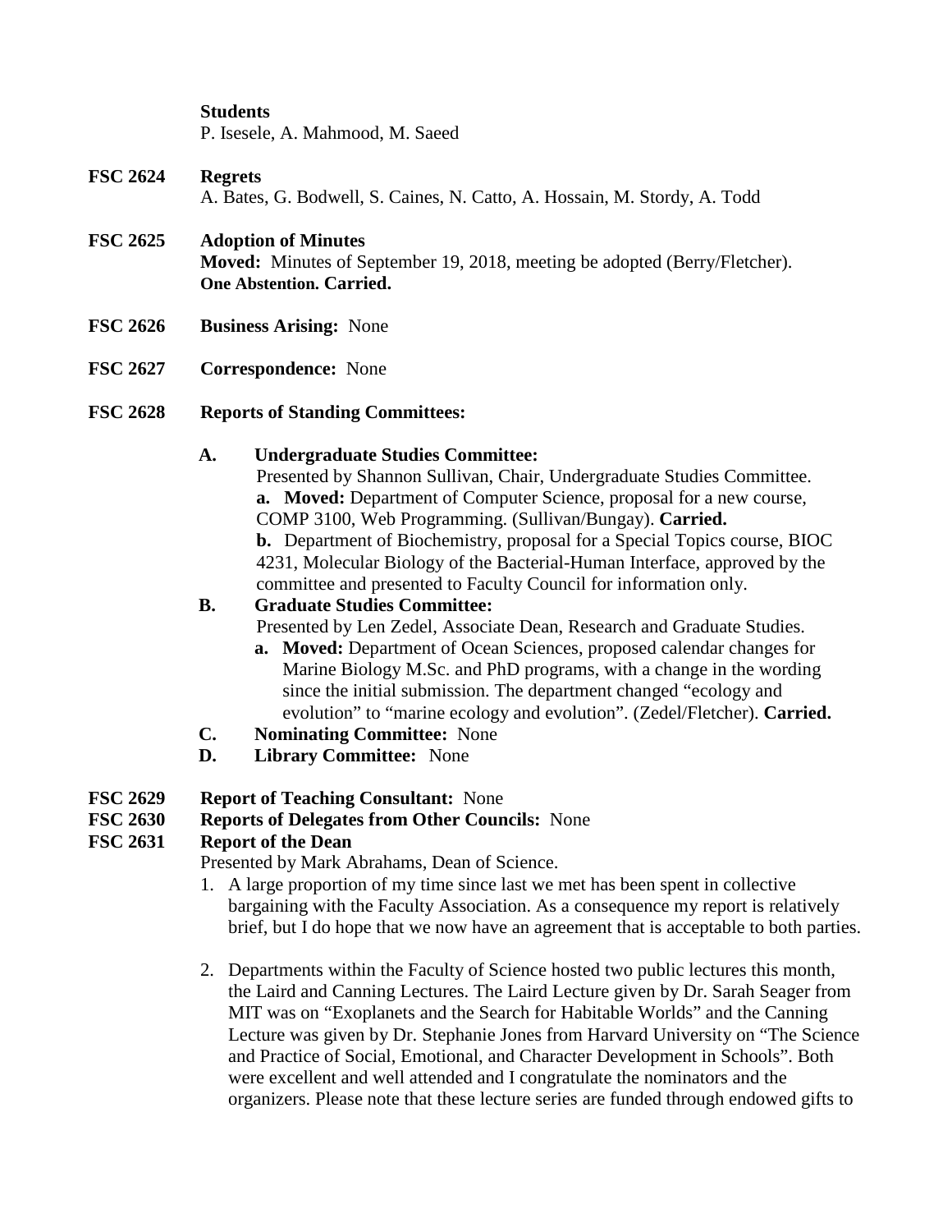**Students**
P. Isesele, A. Mahmood, M. Saeed

**FSC 2624 Regrets**
A. Bates, G. Bodwell, S. Caines, N. Catto, A. Hossain, M. Stordy, A. Todd

**FSC 2625 Adoption of Minutes**
**Moved:** Minutes of September 19, 2018, meeting be adopted (Berry/Fletcher).
**One Abstention. Carried.**

**FSC 2626 Business Arising:** None

**FSC 2627 Correspondence:** None

**FSC 2628 Reports of Standing Committees:**

**A. Undergraduate Studies Committee:**
Presented by Shannon Sullivan, Chair, Undergraduate Studies Committee.
**a. Moved:** Department of Computer Science, proposal for a new course, COMP 3100, Web Programming. (Sullivan/Bungay). **Carried.**
**b.** Department of Biochemistry, proposal for a Special Topics course, BIOC 4231, Molecular Biology of the Bacterial-Human Interface, approved by the committee and presented to Faculty Council for information only.

**B. Graduate Studies Committee:**
Presented by Len Zedel, Associate Dean, Research and Graduate Studies.
**a. Moved:** Department of Ocean Sciences, proposed calendar changes for Marine Biology M.Sc. and PhD programs, with a change in the wording since the initial submission. The department changed "ecology and evolution" to "marine ecology and evolution". (Zedel/Fletcher). **Carried.**

**C. Nominating Committee:** None

**D. Library Committee:** None

**FSC 2629 Report of Teaching Consultant:** None

**FSC 2630 Reports of Delegates from Other Councils:** None

**FSC 2631 Report of the Dean**
Presented by Mark Abrahams, Dean of Science.

1. A large proportion of my time since last we met has been spent in collective bargaining with the Faculty Association. As a consequence my report is relatively brief, but I do hope that we now have an agreement that is acceptable to both parties.

2. Departments within the Faculty of Science hosted two public lectures this month, the Laird and Canning Lectures. The Laird Lecture given by Dr. Sarah Seager from MIT was on "Exoplanets and the Search for Habitable Worlds" and the Canning Lecture was given by Dr. Stephanie Jones from Harvard University on "The Science and Practice of Social, Emotional, and Character Development in Schools". Both were excellent and well attended and I congratulate the nominators and the organizers. Please note that these lecture series are funded through endowed gifts to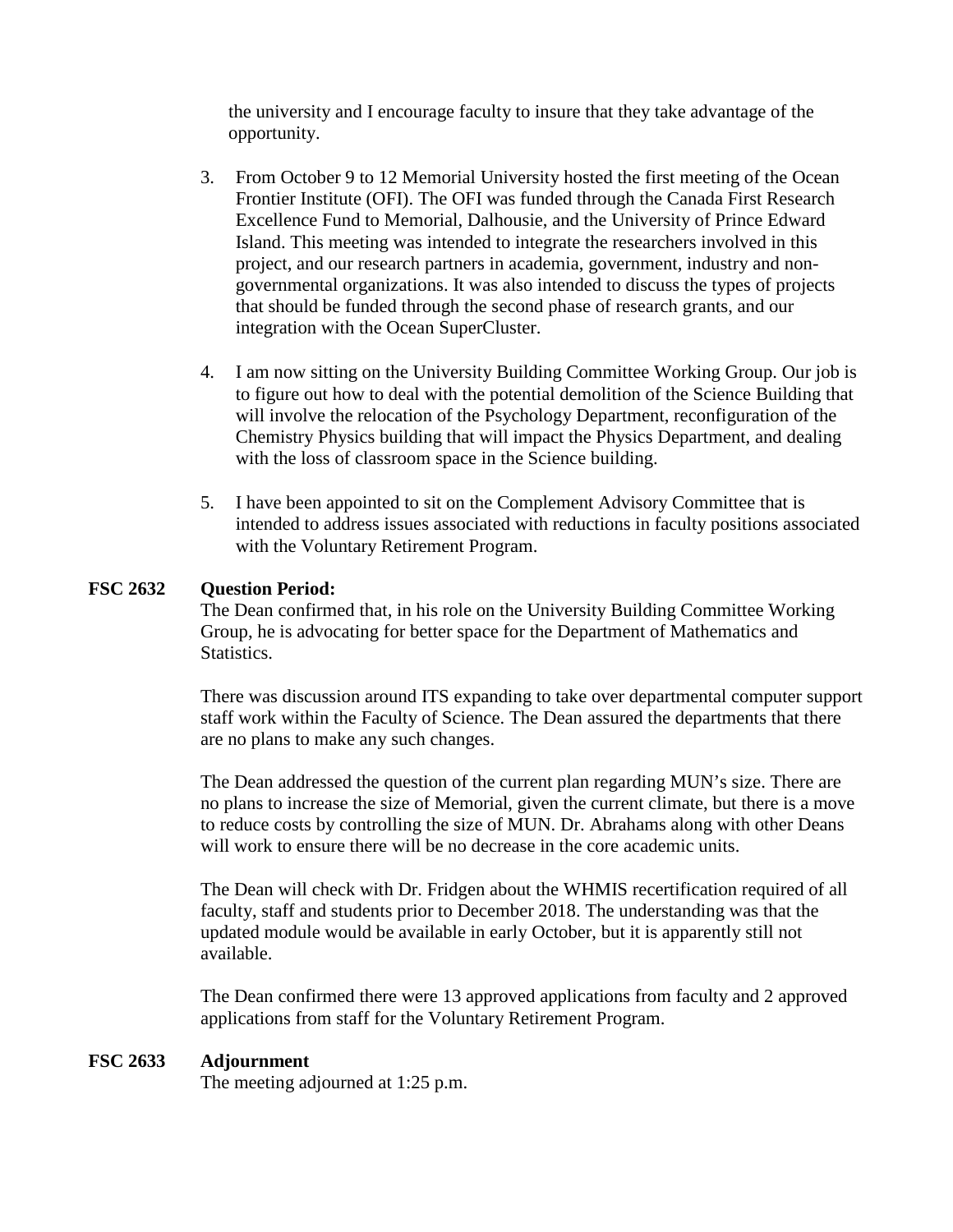the university and I encourage faculty to insure that they take advantage of the opportunity.

3. From October 9 to 12 Memorial University hosted the first meeting of the Ocean Frontier Institute (OFI). The OFI was funded through the Canada First Research Excellence Fund to Memorial, Dalhousie, and the University of Prince Edward Island. This meeting was intended to integrate the researchers involved in this project, and our research partners in academia, government, industry and non-governmental organizations. It was also intended to discuss the types of projects that should be funded through the second phase of research grants, and our integration with the Ocean SuperCluster.

4. I am now sitting on the University Building Committee Working Group. Our job is to figure out how to deal with the potential demolition of the Science Building that will involve the relocation of the Psychology Department, reconfiguration of the Chemistry Physics building that will impact the Physics Department, and dealing with the loss of classroom space in the Science building.

5. I have been appointed to sit on the Complement Advisory Committee that is intended to address issues associated with reductions in faculty positions associated with the Voluntary Retirement Program.

**FSC 2632 Question Period:**

The Dean confirmed that, in his role on the University Building Committee Working Group, he is advocating for better space for the Department of Mathematics and Statistics.

There was discussion around ITS expanding to take over departmental computer support staff work within the Faculty of Science. The Dean assured the departments that there are no plans to make any such changes.

The Dean addressed the question of the current plan regarding MUN's size. There are no plans to increase the size of Memorial, given the current climate, but there is a move to reduce costs by controlling the size of MUN. Dr. Abrahams along with other Deans will work to ensure there will be no decrease in the core academic units.

The Dean will check with Dr. Fridgen about the WHMIS recertification required of all faculty, staff and students prior to December 2018. The understanding was that the updated module would be available in early October, but it is apparently still not available.

The Dean confirmed there were 13 approved applications from faculty and 2 approved applications from staff for the Voluntary Retirement Program.

**FSC 2633 Adjournment**

The meeting adjourned at 1:25 p.m.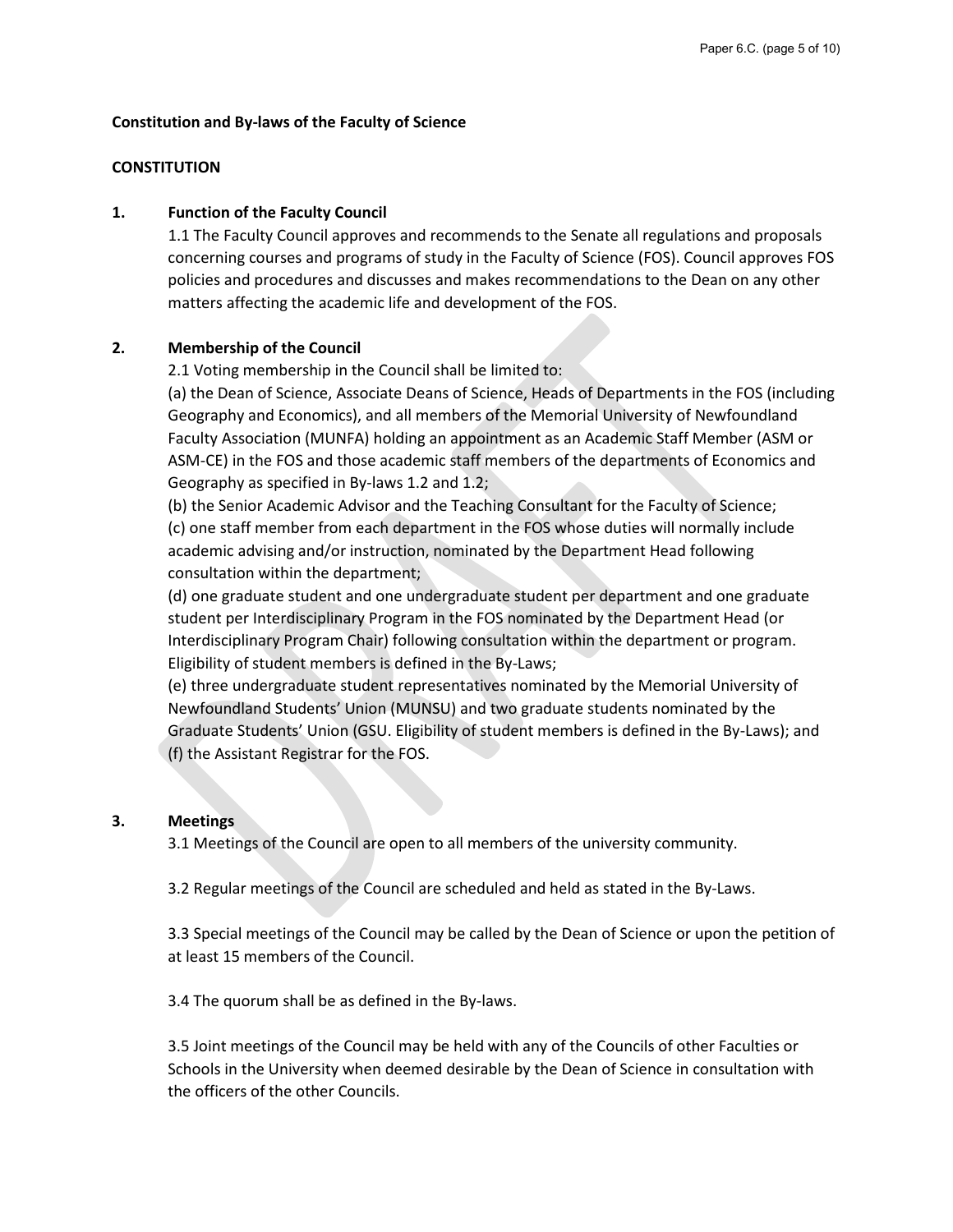**Constitution and By-laws of the Faculty of Science**

**CONSTITUTION**

**1. Function of the Faculty Council**

1.1 The Faculty Council approves and recommends to the Senate all regulations and proposals concerning courses and programs of study in the Faculty of Science (FOS). Council approves FOS policies and procedures and discusses and makes recommendations to the Dean on any other matters affecting the academic life and development of the FOS.

**2. Membership of the Council**

2.1 Voting membership in the Council shall be limited to:

(a) the Dean of Science, Associate Deans of Science, Heads of Departments in the FOS (including Geography and Economics), and all members of the Memorial University of Newfoundland Faculty Association (MUNFA) holding an appointment as an Academic Staff Member (ASM or ASM-CE) in the FOS and those academic staff members of the departments of Economics and Geography as specified in By-laws 1.2 and 1.2;

(b) the Senior Academic Advisor and the Teaching Consultant for the Faculty of Science;

(c) one staff member from each department in the FOS whose duties will normally include academic advising and/or instruction, nominated by the Department Head following consultation within the department;

(d) one graduate student and one undergraduate student per department and one graduate student per Interdisciplinary Program in the FOS nominated by the Department Head (or Interdisciplinary Program Chair) following consultation within the department or program. Eligibility of student members is defined in the By-Laws;

(e) three undergraduate student representatives nominated by the Memorial University of Newfoundland Students' Union (MUNSU) and two graduate students nominated by the Graduate Students' Union (GSU. Eligibility of student members is defined in the By-Laws); and

(f) the Assistant Registrar for the FOS.

**3. Meetings**

3.1 Meetings of the Council are open to all members of the university community.

3.2 Regular meetings of the Council are scheduled and held as stated in the By-Laws.

3.3 Special meetings of the Council may be called by the Dean of Science or upon the petition of at least 15 members of the Council.

3.4 The quorum shall be as defined in the By-laws.

3.5 Joint meetings of the Council may be held with any of the Councils of other Faculties or Schools in the University when deemed desirable by the Dean of Science in consultation with the officers of the other Councils.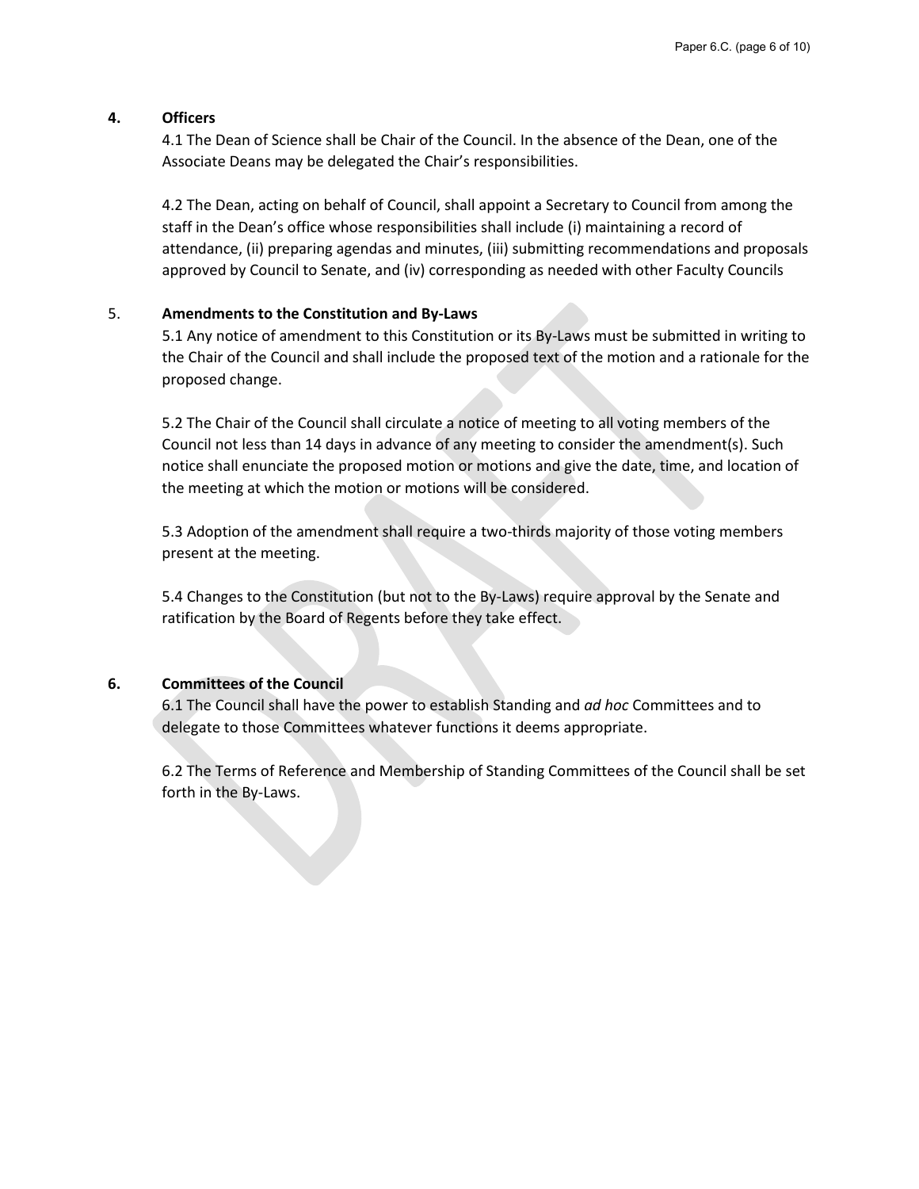## 4. Officers

4.1 The Dean of Science shall be Chair of the Council. In the absence of the Dean, one of the Associate Deans may be delegated the Chair's responsibilities.

4.2 The Dean, acting on behalf of Council, shall appoint a Secretary to Council from among the staff in the Dean's office whose responsibilities shall include (i) maintaining a record of attendance, (ii) preparing agendas and minutes, (iii) submitting recommendations and proposals approved by Council to Senate, and (iv) corresponding as needed with other Faculty Councils

## 5. Amendments to the Constitution and By-Laws

5.1 Any notice of amendment to this Constitution or its By-Laws must be submitted in writing to the Chair of the Council and shall include the proposed text of the motion and a rationale for the proposed change.

5.2 The Chair of the Council shall circulate a notice of meeting to all voting members of the Council not less than 14 days in advance of any meeting to consider the amendment(s). Such notice shall enunciate the proposed motion or motions and give the date, time, and location of the meeting at which the motion or motions will be considered.

5.3 Adoption of the amendment shall require a two-thirds majority of those voting members present at the meeting.

5.4 Changes to the Constitution (but not to the By-Laws) require approval by the Senate and ratification by the Board of Regents before they take effect.

## 6. Committees of the Council

6.1 The Council shall have the power to establish Standing and *ad hoc* Committees and to delegate to those Committees whatever functions it deems appropriate.

6.2 The Terms of Reference and Membership of Standing Committees of the Council shall be set forth in the By-Laws.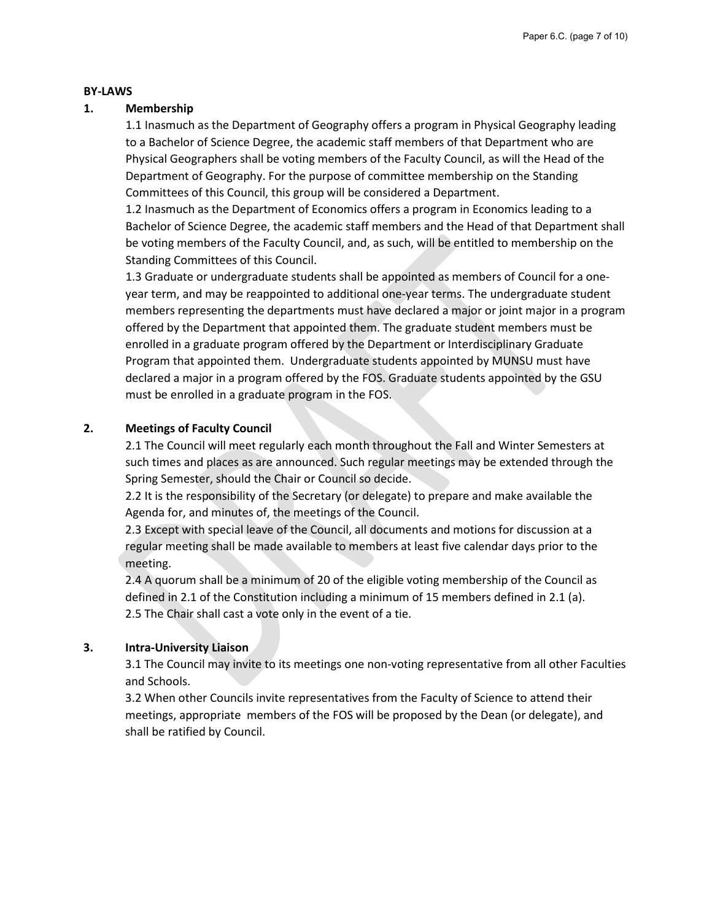**BY-LAWS**

**1. Membership**

1.1 Inasmuch as the Department of Geography offers a program in Physical Geography leading to a Bachelor of Science Degree, the academic staff members of that Department who are Physical Geographers shall be voting members of the Faculty Council, as will the Head of the Department of Geography. For the purpose of committee membership on the Standing Committees of this Council, this group will be considered a Department.

1.2 Inasmuch as the Department of Economics offers a program in Economics leading to a Bachelor of Science Degree, the academic staff members and the Head of that Department shall be voting members of the Faculty Council, and, as such, will be entitled to membership on the Standing Committees of this Council.

1.3 Graduate or undergraduate students shall be appointed as members of Council for a one-year term, and may be reappointed to additional one-year terms. The undergraduate student members representing the departments must have declared a major or joint major in a program offered by the Department that appointed them. The graduate student members must be enrolled in a graduate program offered by the Department or Interdisciplinary Graduate Program that appointed them. Undergraduate students appointed by MUNSU must have declared a major in a program offered by the FOS. Graduate students appointed by the GSU must be enrolled in a graduate program in the FOS.

**2. Meetings of Faculty Council**

2.1 The Council will meet regularly each month throughout the Fall and Winter Semesters at such times and places as are announced. Such regular meetings may be extended through the Spring Semester, should the Chair or Council so decide.

2.2 It is the responsibility of the Secretary (or delegate) to prepare and make available the Agenda for, and minutes of, the meetings of the Council.

2.3 Except with special leave of the Council, all documents and motions for discussion at a regular meeting shall be made available to members at least five calendar days prior to the meeting.

2.4 A quorum shall be a minimum of 20 of the eligible voting membership of the Council as defined in 2.1 of the Constitution including a minimum of 15 members defined in 2.1 (a).

2.5 The Chair shall cast a vote only in the event of a tie.

**3. Intra-University Liaison**

3.1 The Council may invite to its meetings one non-voting representative from all other Faculties and Schools.

3.2 When other Councils invite representatives from the Faculty of Science to attend their meetings, appropriate members of the FOS will be proposed by the Dean (or delegate), and shall be ratified by Council.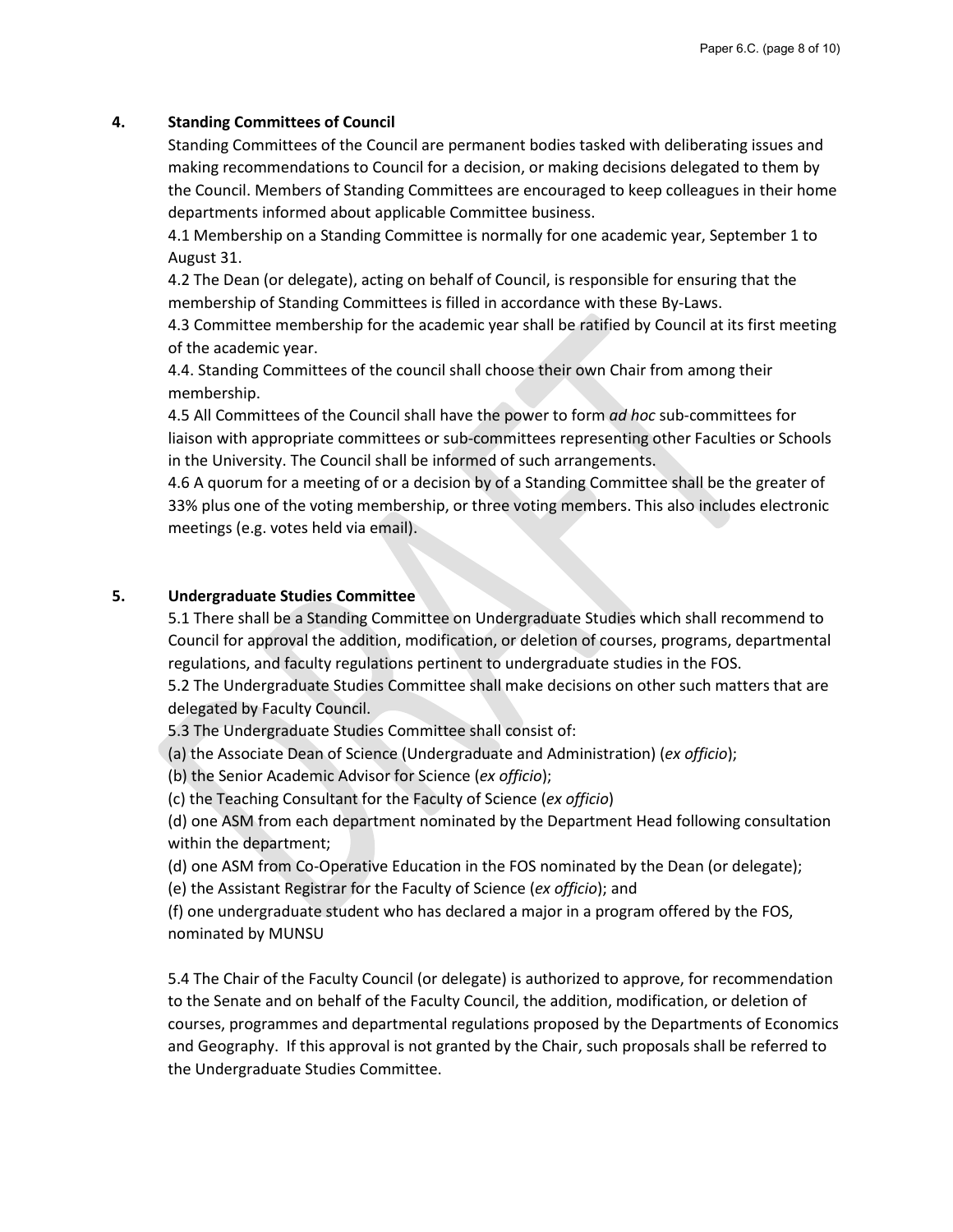## 4. Standing Committees of Council

Standing Committees of the Council are permanent bodies tasked with deliberating issues and making recommendations to Council for a decision, or making decisions delegated to them by the Council. Members of Standing Committees are encouraged to keep colleagues in their home departments informed about applicable Committee business.

4.1 Membership on a Standing Committee is normally for one academic year, September 1 to August 31.

4.2 The Dean (or delegate), acting on behalf of Council, is responsible for ensuring that the membership of Standing Committees is filled in accordance with these By-Laws.

4.3 Committee membership for the academic year shall be ratified by Council at its first meeting of the academic year.

4.4. Standing Committees of the council shall choose their own Chair from among their membership.

4.5 All Committees of the Council shall have the power to form *ad hoc* sub-committees for liaison with appropriate committees or sub-committees representing other Faculties or Schools in the University. The Council shall be informed of such arrangements.

4.6 A quorum for a meeting of or a decision by of a Standing Committee shall be the greater of 33% plus one of the voting membership, or three voting members. This also includes electronic meetings (e.g. votes held via email).

## 5. Undergraduate Studies Committee

5.1 There shall be a Standing Committee on Undergraduate Studies which shall recommend to Council for approval the addition, modification, or deletion of courses, programs, departmental regulations, and faculty regulations pertinent to undergraduate studies in the FOS.

5.2 The Undergraduate Studies Committee shall make decisions on other such matters that are delegated by Faculty Council.

5.3 The Undergraduate Studies Committee shall consist of:

(a) the Associate Dean of Science (Undergraduate and Administration) (*ex officio*);

(b) the Senior Academic Advisor for Science (*ex officio*);

(c) the Teaching Consultant for the Faculty of Science (*ex officio*)

(d) one ASM from each department nominated by the Department Head following consultation within the department;

(d) one ASM from Co-Operative Education in the FOS nominated by the Dean (or delegate);

(e) the Assistant Registrar for the Faculty of Science (*ex officio*); and

(f) one undergraduate student who has declared a major in a program offered by the FOS, nominated by MUNSU

5.4 The Chair of the Faculty Council (or delegate) is authorized to approve, for recommendation to the Senate and on behalf of the Faculty Council, the addition, modification, or deletion of courses, programmes and departmental regulations proposed by the Departments of Economics and Geography. If this approval is not granted by the Chair, such proposals shall be referred to the Undergraduate Studies Committee.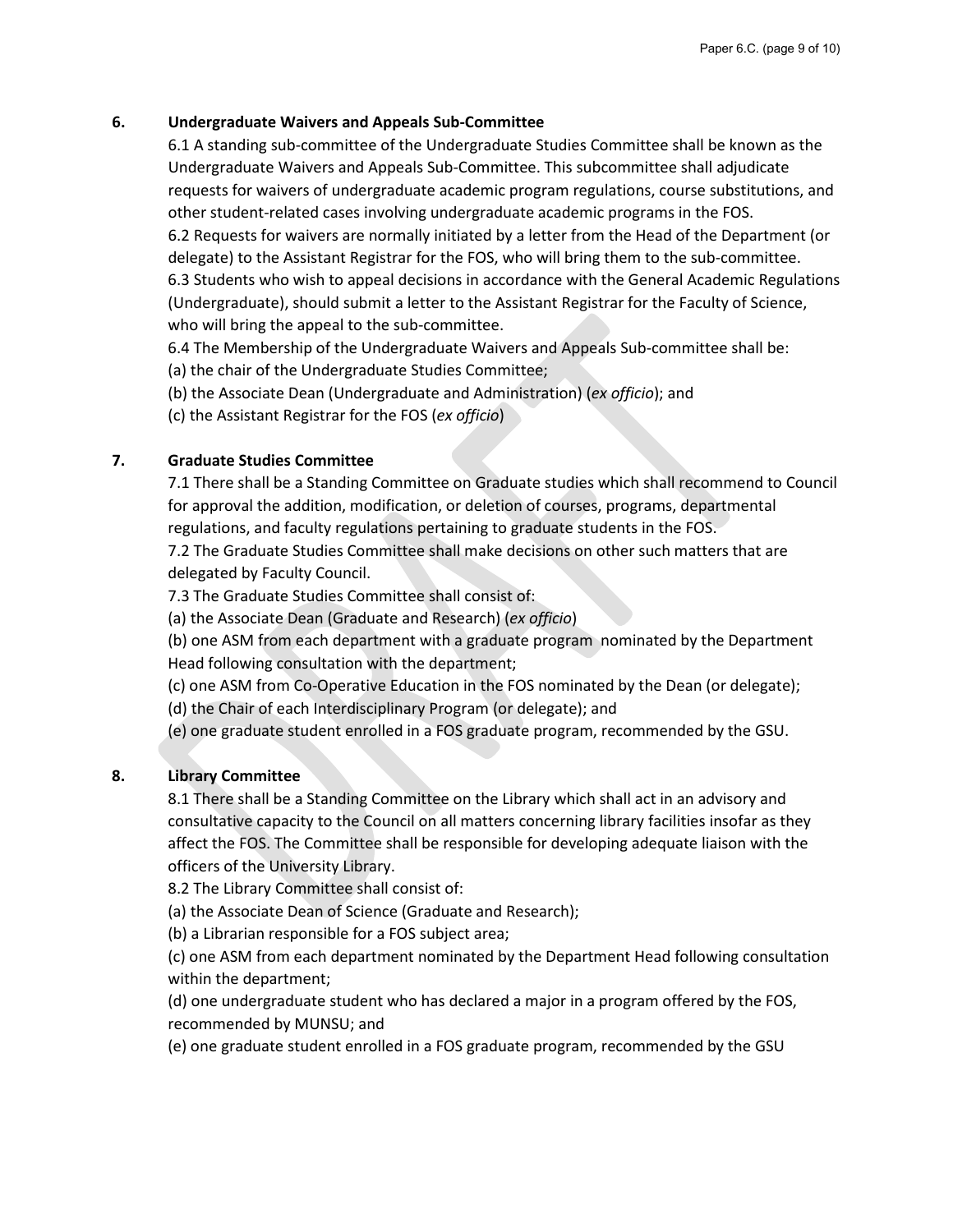## 6. Undergraduate Waivers and Appeals Sub-Committee

6.1 A standing sub-committee of the Undergraduate Studies Committee shall be known as the Undergraduate Waivers and Appeals Sub-Committee. This subcommittee shall adjudicate requests for waivers of undergraduate academic program regulations, course substitutions, and other student-related cases involving undergraduate academic programs in the FOS.

6.2 Requests for waivers are normally initiated by a letter from the Head of the Department (or delegate) to the Assistant Registrar for the FOS, who will bring them to the sub-committee.

6.3 Students who wish to appeal decisions in accordance with the General Academic Regulations (Undergraduate), should submit a letter to the Assistant Registrar for the Faculty of Science, who will bring the appeal to the sub-committee.

6.4 The Membership of the Undergraduate Waivers and Appeals Sub-committee shall be:

(a) the chair of the Undergraduate Studies Committee;

(b) the Associate Dean (Undergraduate and Administration) (*ex officio*); and

(c) the Assistant Registrar for the FOS (*ex officio*)

## 7. Graduate Studies Committee

7.1 There shall be a Standing Committee on Graduate studies which shall recommend to Council for approval the addition, modification, or deletion of courses, programs, departmental regulations, and faculty regulations pertaining to graduate students in the FOS.

7.2 The Graduate Studies Committee shall make decisions on other such matters that are delegated by Faculty Council.

7.3 The Graduate Studies Committee shall consist of:

(a) the Associate Dean (Graduate and Research) (*ex officio*)

(b) one ASM from each department with a graduate program nominated by the Department Head following consultation with the department;

(c) one ASM from Co-Operative Education in the FOS nominated by the Dean (or delegate);

(d) the Chair of each Interdisciplinary Program (or delegate); and

(e) one graduate student enrolled in a FOS graduate program, recommended by the GSU.

## 8. Library Committee

8.1 There shall be a Standing Committee on the Library which shall act in an advisory and consultative capacity to the Council on all matters concerning library facilities insofar as they affect the FOS. The Committee shall be responsible for developing adequate liaison with the officers of the University Library.

8.2 The Library Committee shall consist of:

(a) the Associate Dean of Science (Graduate and Research);

(b) a Librarian responsible for a FOS subject area;

(c) one ASM from each department nominated by the Department Head following consultation within the department;

(d) one undergraduate student who has declared a major in a program offered by the FOS, recommended by MUNSU; and

(e) one graduate student enrolled in a FOS graduate program, recommended by the GSU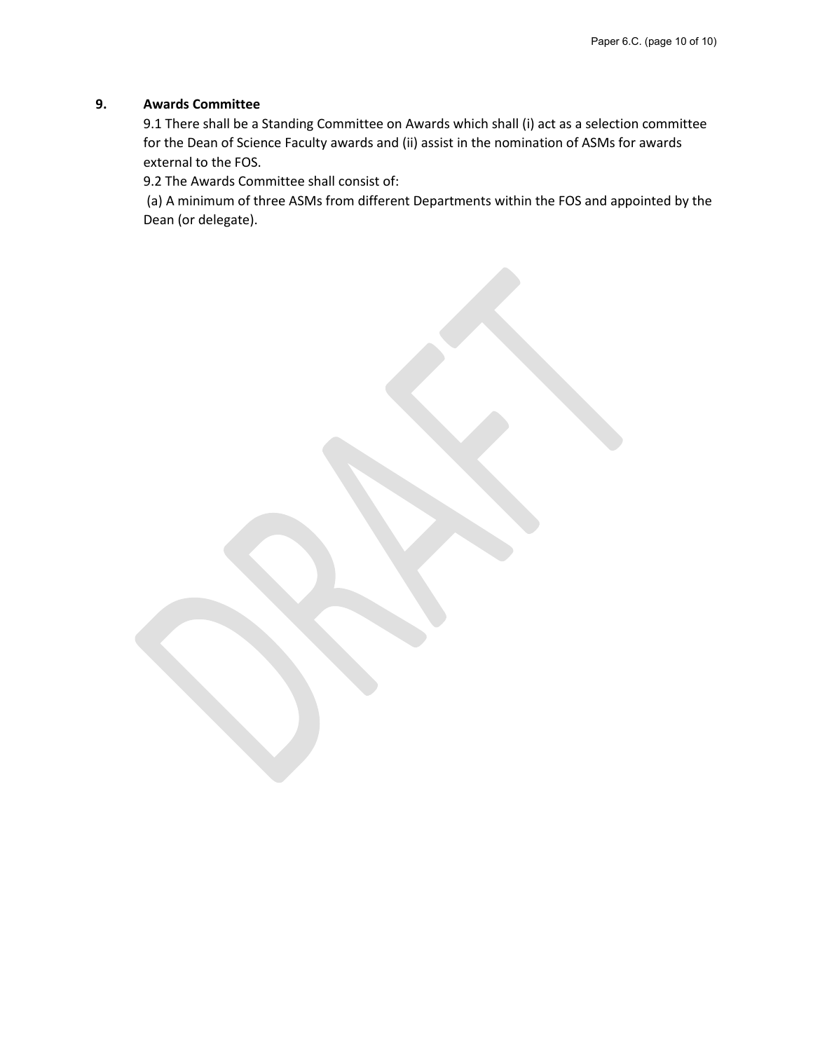## 9. Awards Committee

9.1 There shall be a Standing Committee on Awards which shall (i) act as a selection committee for the Dean of Science Faculty awards and (ii) assist in the nomination of ASMs for awards external to the FOS.

9.2 The Awards Committee shall consist of:

(a) A minimum of three ASMs from different Departments within the FOS and appointed by the Dean (or delegate).